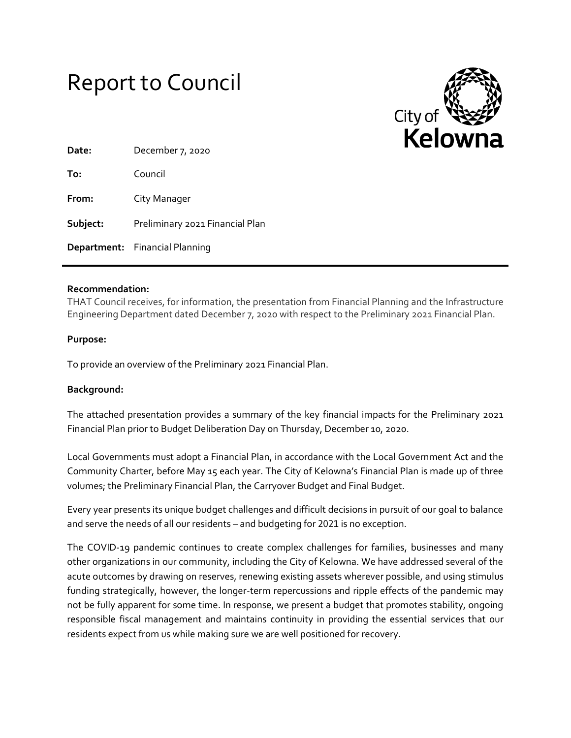# Report to Council

City of Kelowna

| | |
|---|---|
| **Date:** | December 7, 2020 |
| **To:** | Council |
| **From:** | City Manager |
| **Subject:** | Preliminary 2021 Financial Plan |
| **Department:** | Financial Planning |

---

**Recommendation:**

THAT Council receives, for information, the presentation from Financial Planning and the Infrastructure Engineering Department dated December 7, 2020 with respect to the Preliminary 2021 Financial Plan.

**Purpose:**

To provide an overview of the Preliminary 2021 Financial Plan.

**Background:**

The attached presentation provides a summary of the key financial impacts for the Preliminary 2021 Financial Plan prior to Budget Deliberation Day on Thursday, December 10, 2020.

Local Governments must adopt a Financial Plan, in accordance with the Local Government Act and the Community Charter, before May 15 each year. The City of Kelowna's Financial Plan is made up of three volumes; the Preliminary Financial Plan, the Carryover Budget and Final Budget.

Every year presents its unique budget challenges and difficult decisions in pursuit of our goal to balance and serve the needs of all our residents – and budgeting for 2021 is no exception.

The COVID-19 pandemic continues to create complex challenges for families, businesses and many other organizations in our community, including the City of Kelowna. We have addressed several of the acute outcomes by drawing on reserves, renewing existing assets wherever possible, and using stimulus funding strategically, however, the longer-term repercussions and ripple effects of the pandemic may not be fully apparent for some time. In response, we present a budget that promotes stability, ongoing responsible fiscal management and maintains continuity in providing the essential services that our residents expect from us while making sure we are well positioned for recovery.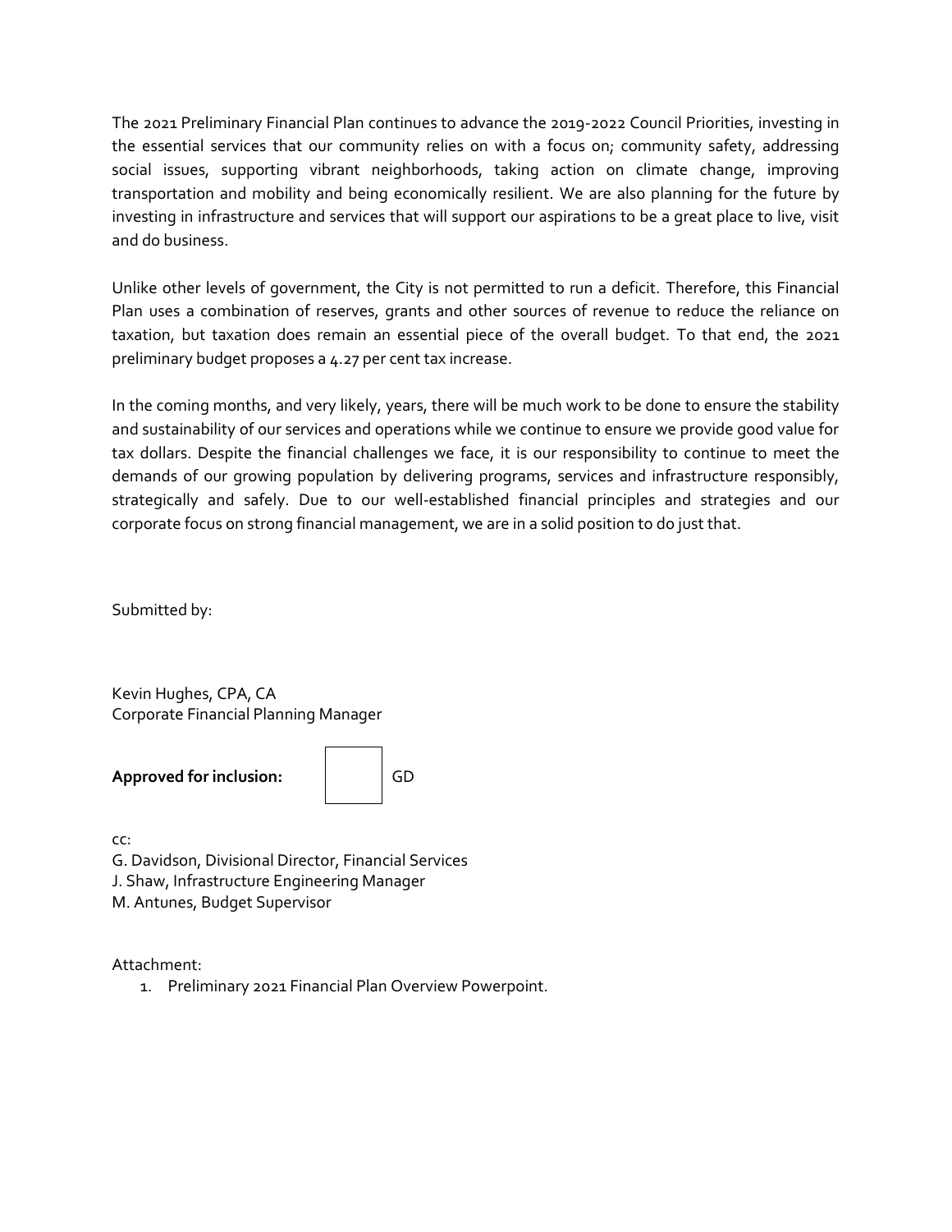The 2021 Preliminary Financial Plan continues to advance the 2019-2022 Council Priorities, investing in the essential services that our community relies on with a focus on; community safety, addressing social issues, supporting vibrant neighborhoods, taking action on climate change, improving transportation and mobility and being economically resilient. We are also planning for the future by investing in infrastructure and services that will support our aspirations to be a great place to live, visit and do business.

Unlike other levels of government, the City is not permitted to run a deficit. Therefore, this Financial Plan uses a combination of reserves, grants and other sources of revenue to reduce the reliance on taxation, but taxation does remain an essential piece of the overall budget. To that end, the 2021 preliminary budget proposes a 4.27 per cent tax increase.

In the coming months, and very likely, years, there will be much work to be done to ensure the stability and sustainability of our services and operations while we continue to ensure we provide good value for tax dollars. Despite the financial challenges we face, it is our responsibility to continue to meet the demands of our growing population by delivering programs, services and infrastructure responsibly, strategically and safely. Due to our well-established financial principles and strategies and our corporate focus on strong financial management, we are in a solid position to do just that.

Submitted by:

Kevin Hughes, CPA, CA
Corporate Financial Planning Manager

**Approved for inclusion:** GD

cc:
G. Davidson, Divisional Director, Financial Services
J. Shaw, Infrastructure Engineering Manager
M. Antunes, Budget Supervisor

Attachment:

1. Preliminary 2021 Financial Plan Overview Powerpoint.